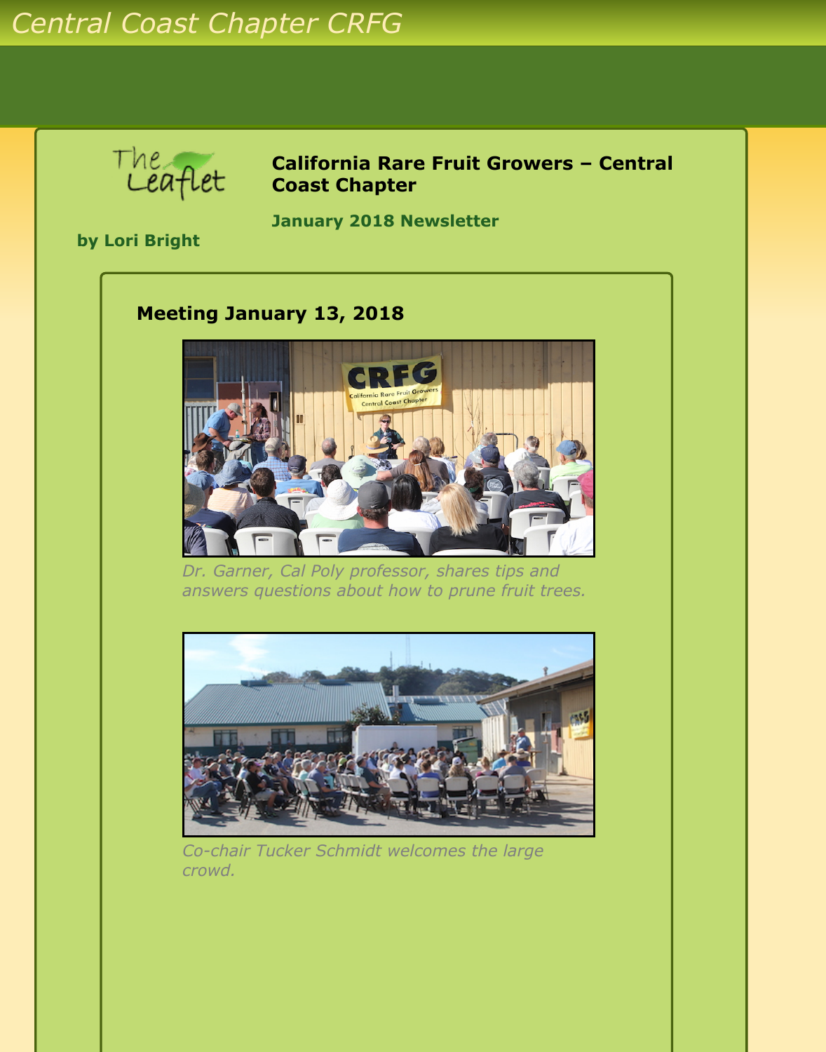Central Coast Chapter CRFG

The Leaflet

# California Rare Fruit Growers – Central Coast Chapter

## January 2018 Newsletter

**by Lori Bright**

### Meeting January 13, 2018

*Dr. Garner, Cal Poly professor, shares tips and answers questions about how to prune fruit trees.*

*Co-chair Tucker Schmidt welcomes the large crowd.*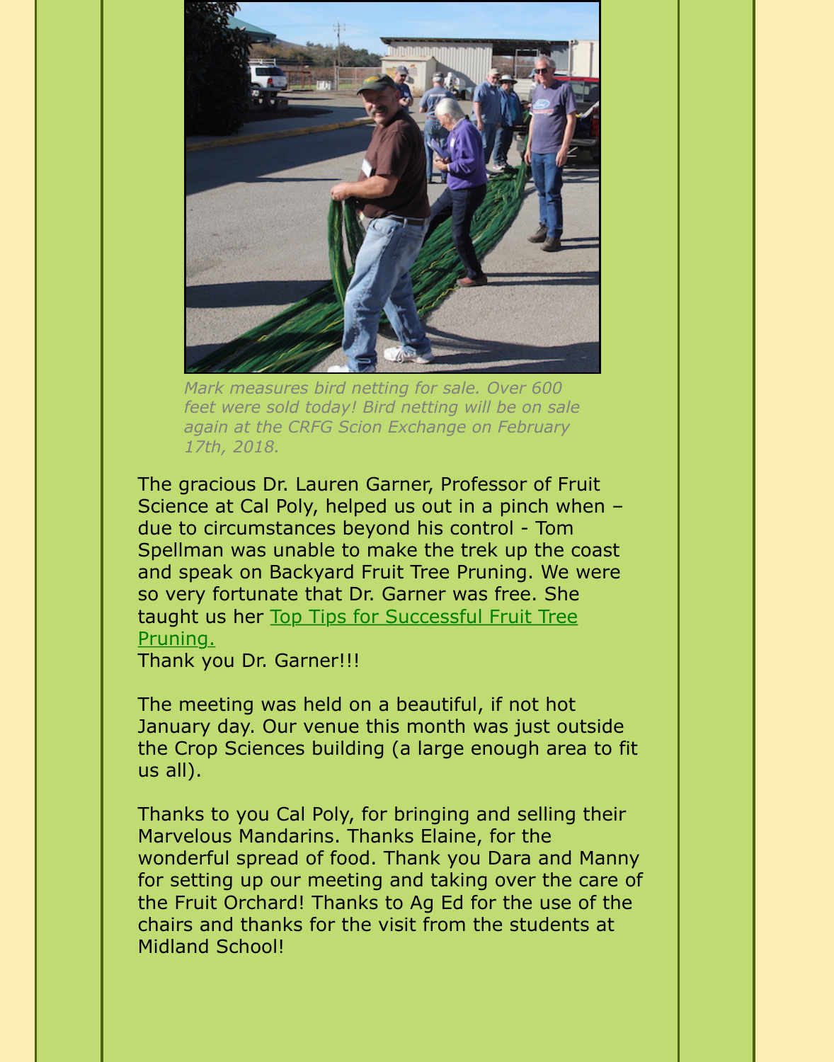*Mark measures bird netting for sale. Over 600 feet were sold today! Bird netting will be on sale again at the CRFG Scion Exchange on February 17th, 2018.*

The gracious Dr. Lauren Garner, Professor of Fruit Science at Cal Poly, helped us out in a pinch when – due to circumstances beyond his control - Tom Spellman was unable to make the trek up the coast and speak on Backyard Fruit Tree Pruning. We were so very fortunate that Dr. Garner was free. She taught us her [Top Tips for Successful Fruit Tree Pruning.]()
Thank you Dr. Garner!!!

The meeting was held on a beautiful, if not hot January day. Our venue this month was just outside the Crop Sciences building (a large enough area to fit us all).

Thanks to you Cal Poly, for bringing and selling their Marvelous Mandarins. Thanks Elaine, for the wonderful spread of food. Thank you Dara and Manny for setting up our meeting and taking over the care of the Fruit Orchard! Thanks to Ag Ed for the use of the chairs and thanks for the visit from the students at Midland School!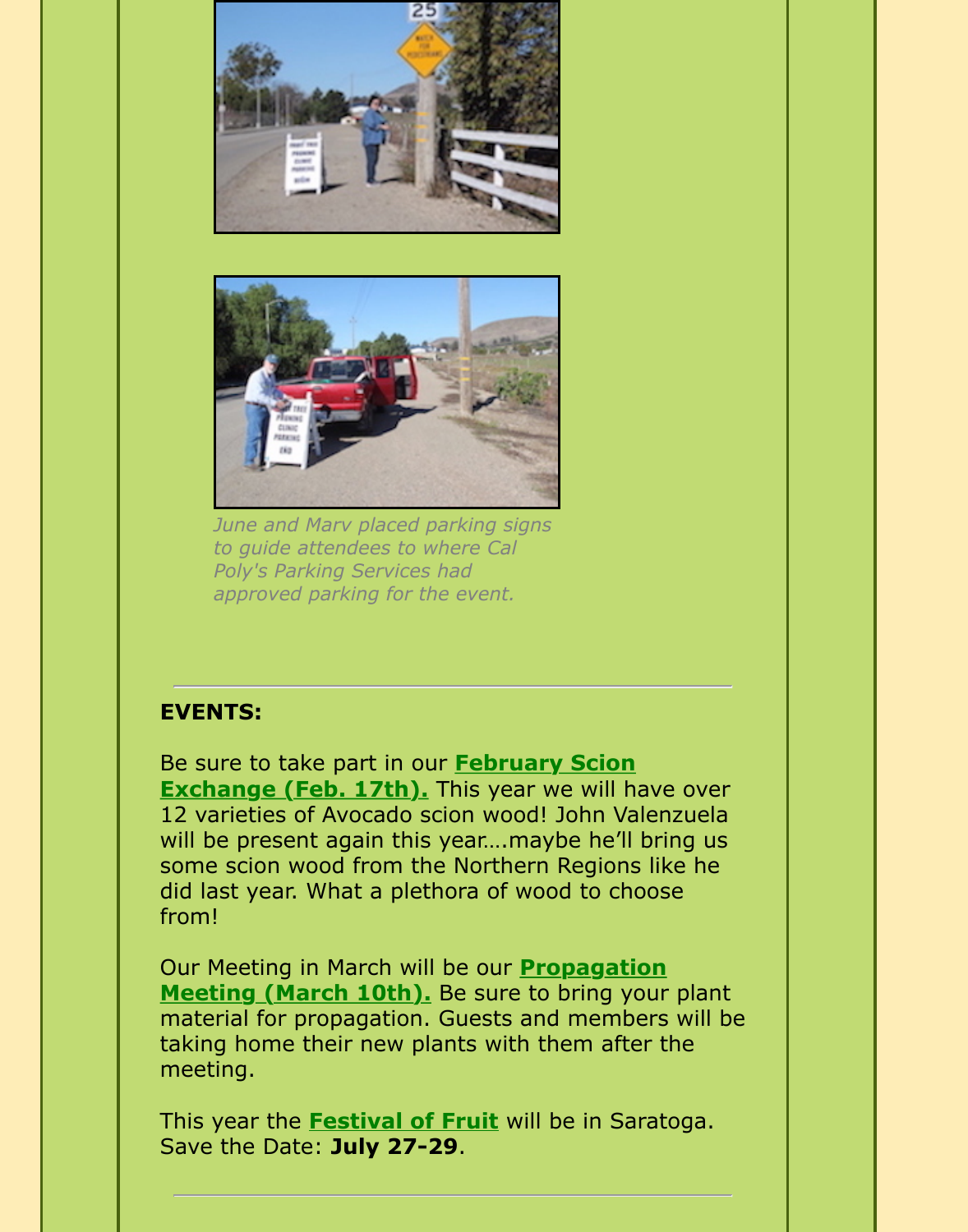*June and Marv placed parking signs to guide attendees to where Cal Poly's Parking Services had approved parking for the event.*

---

**EVENTS:**

Be sure to take part in our **February Scion Exchange (Feb. 17th).** This year we will have over 12 varieties of Avocado scion wood! John Valenzuela will be present again this year….maybe he'll bring us some scion wood from the Northern Regions like he did last year. What a plethora of wood to choose from!

Our Meeting in March will be our **Propagation Meeting (March 10th).** Be sure to bring your plant material for propagation. Guests and members will be taking home their new plants with them after the meeting.

This year the **Festival of Fruit** will be in Saratoga. Save the Date: **July 27-29**.

---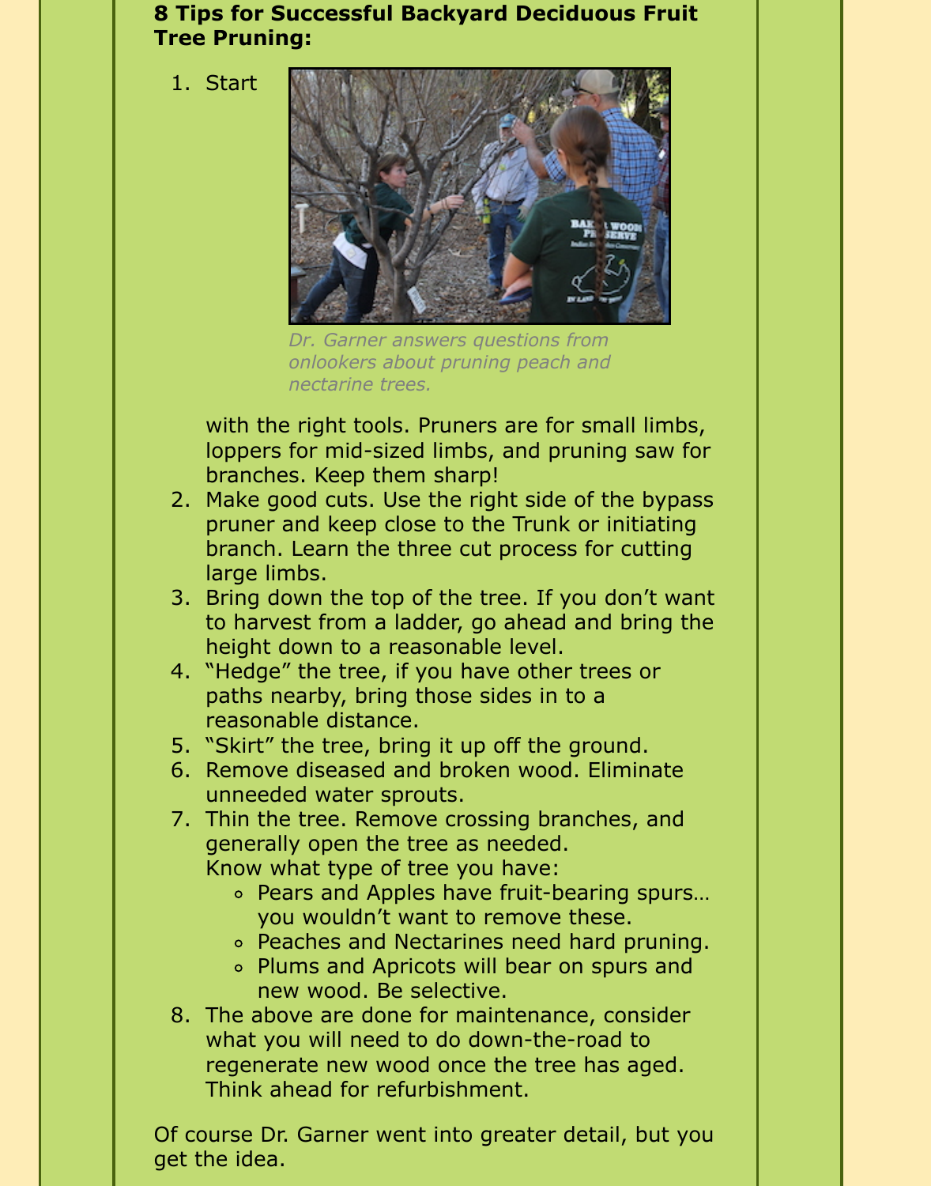**8 Tips for Successful Backyard Deciduous Fruit Tree Pruning:**

*Dr. Garner answers questions from onlookers about pruning peach and nectarine trees.*

1. Start with the right tools. Pruners are for small limbs, loppers for mid-sized limbs, and pruning saw for branches. Keep them sharp!
2. Make good cuts. Use the right side of the bypass pruner and keep close to the Trunk or initiating branch. Learn the three cut process for cutting large limbs.
3. Bring down the top of the tree. If you don't want to harvest from a ladder, go ahead and bring the height down to a reasonable level.
4. "Hedge" the tree, if you have other trees or paths nearby, bring those sides in to a reasonable distance.
5. "Skirt" the tree, bring it up off the ground.
6. Remove diseased and broken wood. Eliminate unneeded water sprouts.
7. Thin the tree. Remove crossing branches, and generally open the tree as needed.
   Know what type of tree you have:
   - Pears and Apples have fruit-bearing spurs… you wouldn't want to remove these.
   - Peaches and Nectarines need hard pruning.
   - Plums and Apricots will bear on spurs and new wood. Be selective.
8. The above are done for maintenance, consider what you will need to do down-the-road to regenerate new wood once the tree has aged. Think ahead for refurbishment.

Of course Dr. Garner went into greater detail, but you get the idea.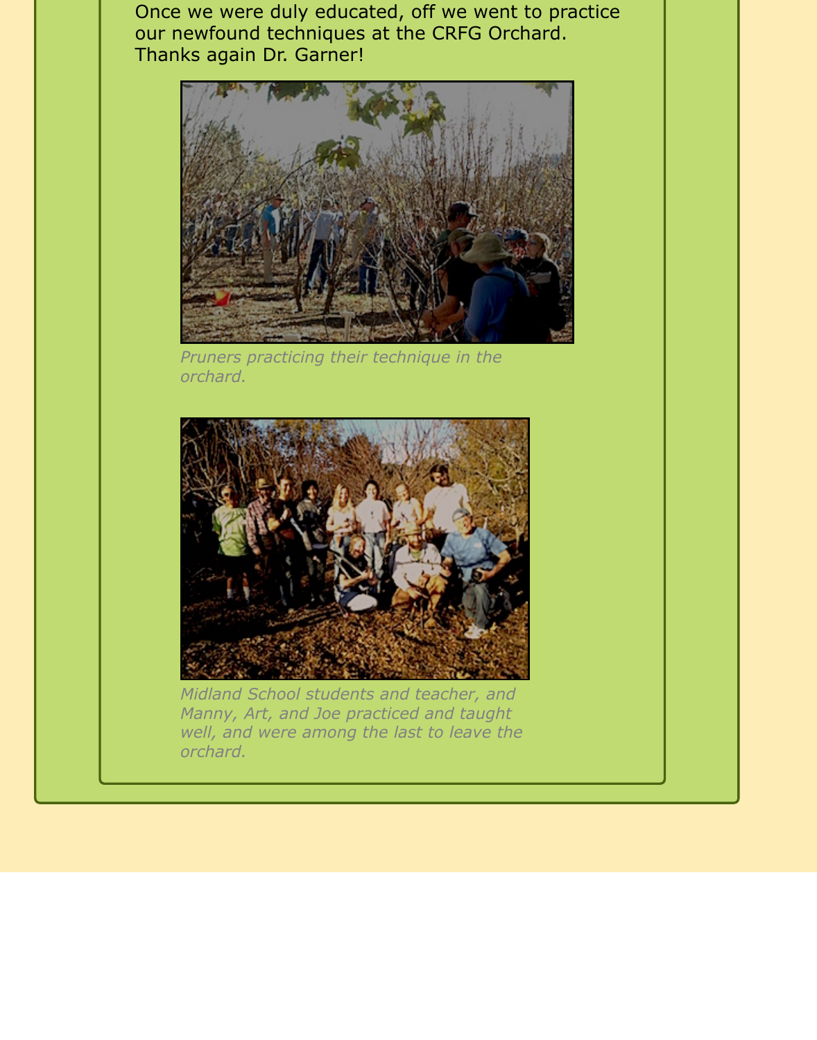Once we were duly educated, off we went to practice our newfound techniques at the CRFG Orchard. Thanks again Dr. Garner!

*Pruners practicing their technique in the orchard.*

*Midland School students and teacher, and Manny, Art, and Joe practiced and taught well, and were among the last to leave the orchard.*